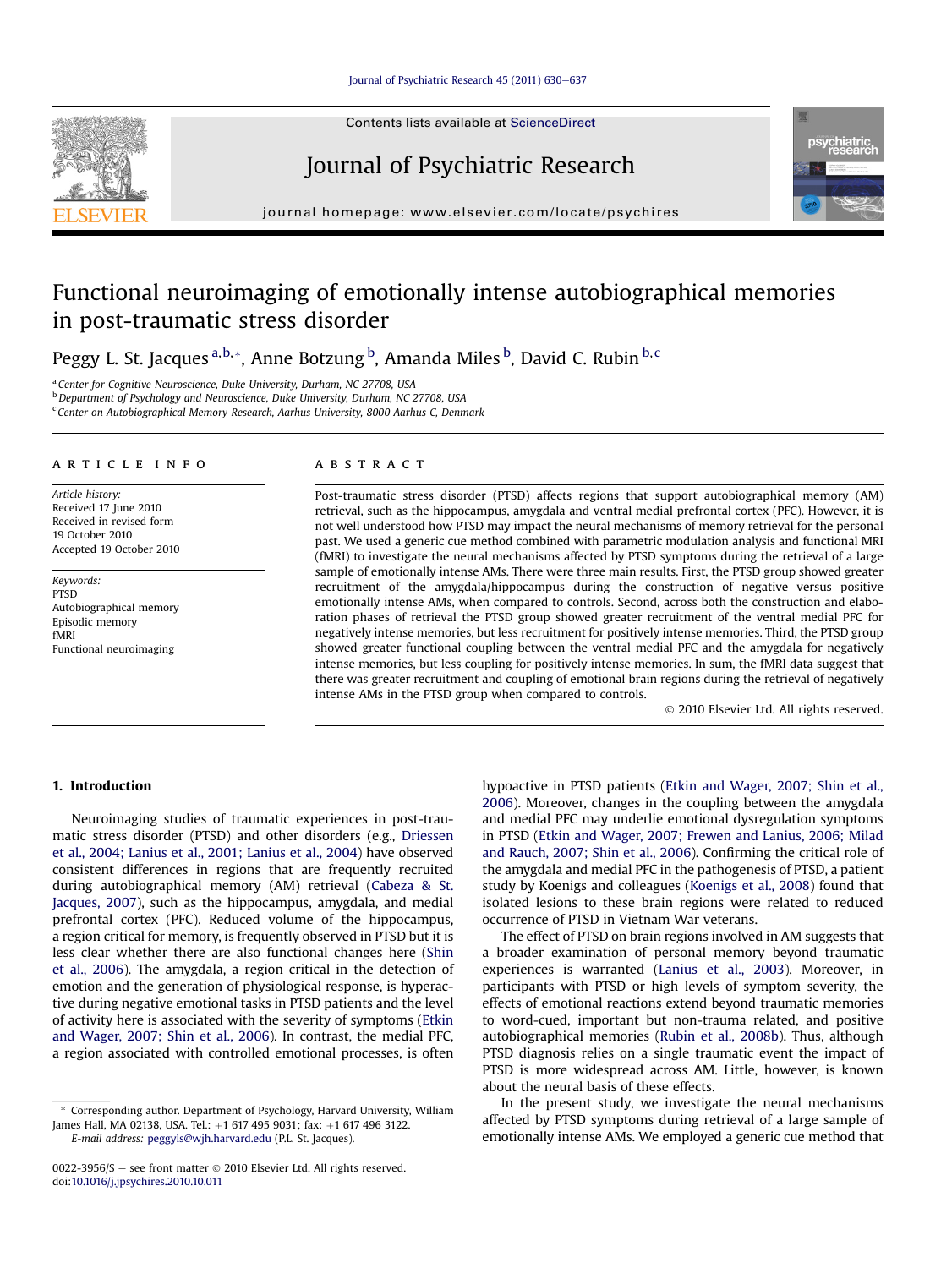# Functional neuroimaging of emotionally intense autobiographical memories in post-traumatic stress disorder

Peggy L. St. Jacques [a,b,*], Anne Botzung [b], Amanda Miles [b], David C. Rubin [b,c]

[a] Center for Cognitive Neuroscience, Duke University, Durham, NC 27708, USA
[b] Department of Psychology and Neuroscience, Duke University, Durham, NC 27708, USA
[c] Center on Autobiographical Memory Research, Aarhus University, 8000 Aarhus C, Denmark

## ARTICLE INFO

*Article history:*
Received 17 June 2010
Received in revised form 19 October 2010
Accepted 19 October 2010

*Keywords:*
PTSD
Autobiographical memory
Episodic memory
fMRI
Functional neuroimaging

## ABSTRACT

Post-traumatic stress disorder (PTSD) affects regions that support autobiographical memory (AM) retrieval, such as the hippocampus, amygdala and ventral medial prefrontal cortex (PFC). However, it is not well understood how PTSD may impact the neural mechanisms of memory retrieval for the personal past. We used a generic cue method combined with parametric modulation analysis and functional MRI (fMRI) to investigate the neural mechanisms affected by PTSD symptoms during the retrieval of a large sample of emotionally intense AMs. There were three main results. First, the PTSD group showed greater recruitment of the amygdala/hippocampus during the construction of negative versus positive emotionally intense AMs, when compared to controls. Second, across both the construction and elaboration phases of retrieval the PTSD group showed greater recruitment of the ventral medial PFC for negatively intense memories, but less recruitment for positively intense memories. Third, the PTSD group showed greater functional coupling between the ventral medial PFC and the amygdala for negatively intense memories, but less coupling for positively intense memories. In sum, the fMRI data suggest that there was greater recruitment and coupling of emotional brain regions during the retrieval of negatively intense AMs in the PTSD group when compared to controls.

© 2010 Elsevier Ltd. All rights reserved.

## 1. Introduction

Neuroimaging studies of traumatic experiences in post-traumatic stress disorder (PTSD) and other disorders (e.g., Driessen et al., 2004; Lanius et al., 2001; Lanius et al., 2004) have observed consistent differences in regions that are frequently recruited during autobiographical memory (AM) retrieval (Cabeza & St. Jacques, 2007), such as the hippocampus, amygdala, and medial prefrontal cortex (PFC). Reduced volume of the hippocampus, a region critical for memory, is frequently observed in PTSD but it is less clear whether there are also functional changes here (Shin et al., 2006). The amygdala, a region critical in the detection of emotion and the generation of physiological response, is hyperactive during negative emotional tasks in PTSD patients and the level of activity here is associated with the severity of symptoms (Etkin and Wager, 2007; Shin et al., 2006). In contrast, the medial PFC, a region associated with controlled emotional processes, is often hypoactive in PTSD patients (Etkin and Wager, 2007; Shin et al., 2006). Moreover, changes in the coupling between the amygdala and medial PFC may underlie emotional dysregulation symptoms in PTSD (Etkin and Wager, 2007; Frewen and Lanius, 2006; Milad and Rauch, 2007; Shin et al., 2006). Confirming the critical role of the amygdala and medial PFC in the pathogenesis of PTSD, a patient study by Koenigs and colleagues (Koenigs et al., 2008) found that isolated lesions to these brain regions were related to reduced occurrence of PTSD in Vietnam War veterans.

The effect of PTSD on brain regions involved in AM suggests that a broader examination of personal memory beyond traumatic experiences is warranted (Lanius et al., 2003). Moreover, in participants with PTSD or high levels of symptom severity, the effects of emotional reactions extend beyond traumatic memories to word-cued, important but non-trauma related, and positive autobiographical memories (Rubin et al., 2008b). Thus, although PTSD diagnosis relies on a single traumatic event the impact of PTSD is more widespread across AM. Little, however, is known about the neural basis of these effects.

In the present study, we investigate the neural mechanisms affected by PTSD symptoms during retrieval of a large sample of emotionally intense AMs. We employed a generic cue method that

* Corresponding author. Department of Psychology, Harvard University, William James Hall, MA 02138, USA. Tel.: +1 617 495 9031; fax: +1 617 496 3122.
E-mail address: peggyls@wjh.harvard.edu (P.L. St. Jacques).

0022-3956/$ – see front matter © 2010 Elsevier Ltd. All rights reserved.
doi:10.1016/j.jpsychires.2010.10.011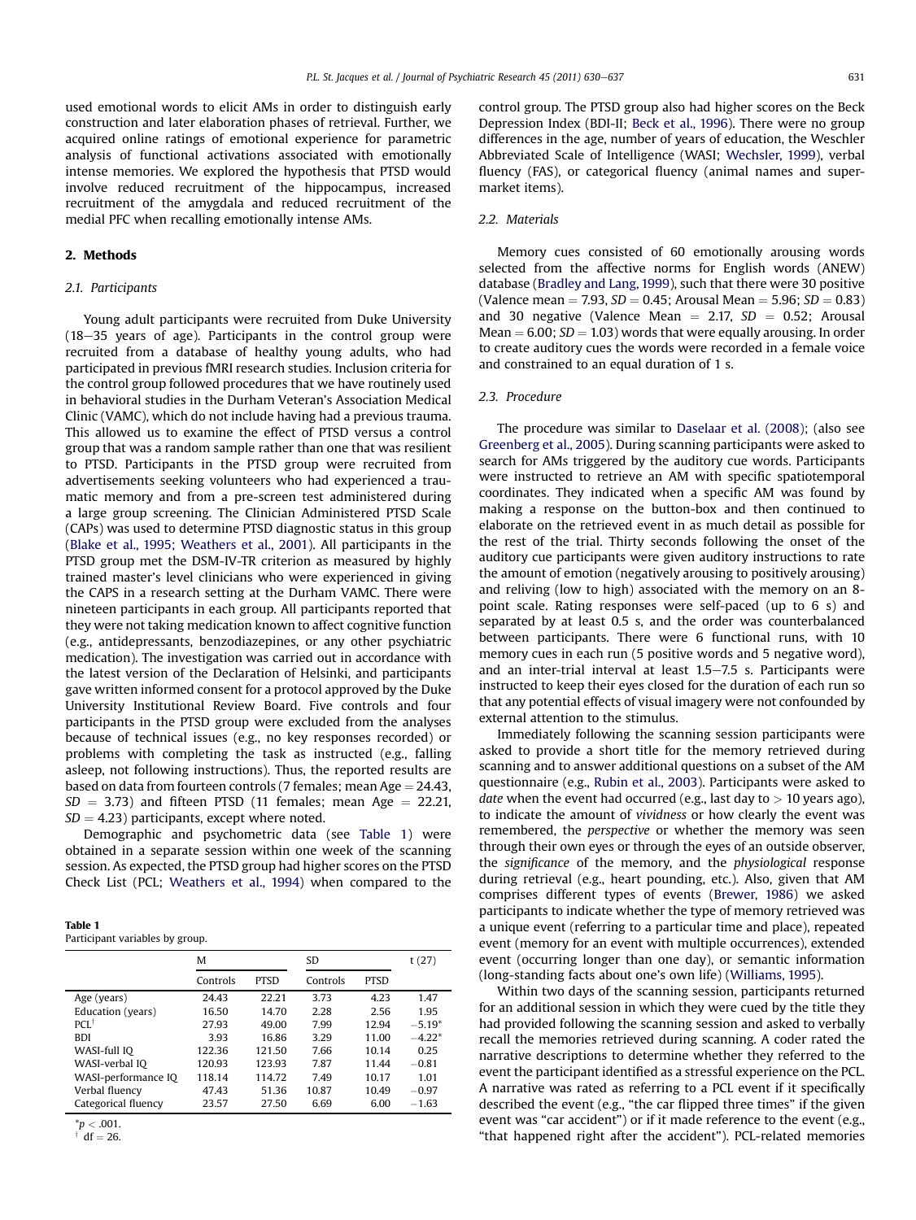used emotional words to elicit AMs in order to distinguish early construction and later elaboration phases of retrieval. Further, we acquired online ratings of emotional experience for parametric analysis of functional activations associated with emotionally intense memories. We explored the hypothesis that PTSD would involve reduced recruitment of the hippocampus, increased recruitment of the amygdala and reduced recruitment of the medial PFC when recalling emotionally intense AMs.

## 2. Methods

### 2.1. Participants

Young adult participants were recruited from Duke University (18–35 years of age). Participants in the control group were recruited from a database of healthy young adults, who had participated in previous fMRI research studies. Inclusion criteria for the control group followed procedures that we have routinely used in behavioral studies in the Durham Veteran's Association Medical Clinic (VAMC), which do not include having had a previous trauma. This allowed us to examine the effect of PTSD versus a control group that was a random sample rather than one that was resilient to PTSD. Participants in the PTSD group were recruited from advertisements seeking volunteers who had experienced a traumatic memory and from a pre-screen test administered during a large group screening. The Clinician Administered PTSD Scale (CAPs) was used to determine PTSD diagnostic status in this group (Blake et al., 1995; Weathers et al., 2001). All participants in the PTSD group met the DSM-IV-TR criterion as measured by highly trained master's level clinicians who were experienced in giving the CAPS in a research setting at the Durham VAMC. There were nineteen participants in each group. All participants reported that they were not taking medication known to affect cognitive function (e.g., antidepressants, benzodiazepines, or any other psychiatric medication). The investigation was carried out in accordance with the latest version of the Declaration of Helsinki, and participants gave written informed consent for a protocol approved by the Duke University Institutional Review Board. Five controls and four participants in the PTSD group were excluded from the analyses because of technical issues (e.g., no key responses recorded) or problems with completing the task as instructed (e.g., falling asleep, not following instructions). Thus, the reported results are based on data from fourteen controls (7 females; mean Age = 24.43, SD = 3.73) and fifteen PTSD (11 females; mean Age = 22.21, SD = 4.23) participants, except where noted.

Demographic and psychometric data (see Table 1) were obtained in a separate session within one week of the scanning session. As expected, the PTSD group had higher scores on the PTSD Check List (PCL; Weathers et al., 1994) when compared to the control group. The PTSD group also had higher scores on the Beck Depression Index (BDI-II; Beck et al., 1996). There were no group differences in the age, number of years of education, the Weschler Abbreviated Scale of Intelligence (WASI; Wechsler, 1999), verbal fluency (FAS), or categorical fluency (animal names and supermarket items).

**Table 1**
Participant variables by group.

| | M | | SD | | t (27) |
|---|---|---|---|---|---|
| | Controls | PTSD | Controls | PTSD | |
| Age (years) | 24.43 | 22.21 | 3.73 | 4.23 | 1.47 |
| Education (years) | 16.50 | 14.70 | 2.28 | 2.56 | 1.95 |
| PCL[†] | 27.93 | 49.00 | 7.99 | 12.94 | −5.19* |
| BDI | 3.93 | 16.86 | 3.29 | 11.00 | −4.22* |
| WASI-full IQ | 122.36 | 121.50 | 7.66 | 10.14 | 0.25 |
| WASI-verbal IQ | 120.93 | 123.93 | 7.87 | 11.44 | −0.81 |
| WASI-performance IQ | 118.14 | 114.72 | 7.49 | 10.17 | 1.01 |
| Verbal fluency | 47.43 | 51.36 | 10.87 | 10.49 | −0.97 |
| Categorical fluency | 23.57 | 27.50 | 6.69 | 6.00 | −1.63 |

*$p < .001$.
[†] df = 26.

### 2.2. Materials

Memory cues consisted of 60 emotionally arousing words selected from the affective norms for English words (ANEW) database (Bradley and Lang, 1999), such that there were 30 positive (Valence mean = 7.93, SD = 0.45; Arousal Mean = 5.96; SD = 0.83) and 30 negative (Valence Mean = 2.17, SD = 0.52; Arousal Mean = 6.00; SD = 1.03) words that were equally arousing. In order to create auditory cues the words were recorded in a female voice and constrained to an equal duration of 1 s.

### 2.3. Procedure

The procedure was similar to Daselaar et al. (2008); (also see Greenberg et al., 2005). During scanning participants were asked to search for AMs triggered by the auditory cue words. Participants were instructed to retrieve an AM with specific spatiotemporal coordinates. They indicated when a specific AM was found by making a response on the button-box and then continued to elaborate on the retrieved event in as much detail as possible for the rest of the trial. Thirty seconds following the onset of the auditory cue participants were given auditory instructions to rate the amount of emotion (negatively arousing to positively arousing) and reliving (low to high) associated with the memory on an 8-point scale. Rating responses were self-paced (up to 6 s) and separated by at least 0.5 s, and the order was counterbalanced between participants. There were 6 functional runs, with 10 memory cues in each run (5 positive words and 5 negative word), and an inter-trial interval at least 1.5–7.5 s. Participants were instructed to keep their eyes closed for the duration of each run so that any potential effects of visual imagery were not confounded by external attention to the stimulus.

Immediately following the scanning session participants were asked to provide a short title for the memory retrieved during scanning and to answer additional questions on a subset of the AM questionnaire (e.g., Rubin et al., 2003). Participants were asked to *date* when the event had occurred (e.g., last day to > 10 years ago), to indicate the amount of *vividness* or how clearly the event was remembered, the *perspective* or whether the memory was seen through their own eyes or through the eyes of an outside observer, the *significance* of the memory, and the *physiological* response during retrieval (e.g., heart pounding, etc.). Also, given that AM comprises different types of events (Brewer, 1986) we asked participants to indicate whether the type of memory retrieved was a unique event (referring to a particular time and place), repeated event (memory for an event with multiple occurrences), extended event (occurring longer than one day), or semantic information (long-standing facts about one's own life) (Williams, 1995).

Within two days of the scanning session, participants returned for an additional session in which they were cued by the title they had provided following the scanning session and asked to verbally recall the memories retrieved during scanning. A coder rated the narrative descriptions to determine whether they referred to the event the participant identified as a stressful experience on the PCL. A narrative was rated as referring to a PCL event if it specifically described the event (e.g., "the car flipped three times" if the given event was "car accident") or if it made reference to the event (e.g., "that happened right after the accident"). PCL-related memories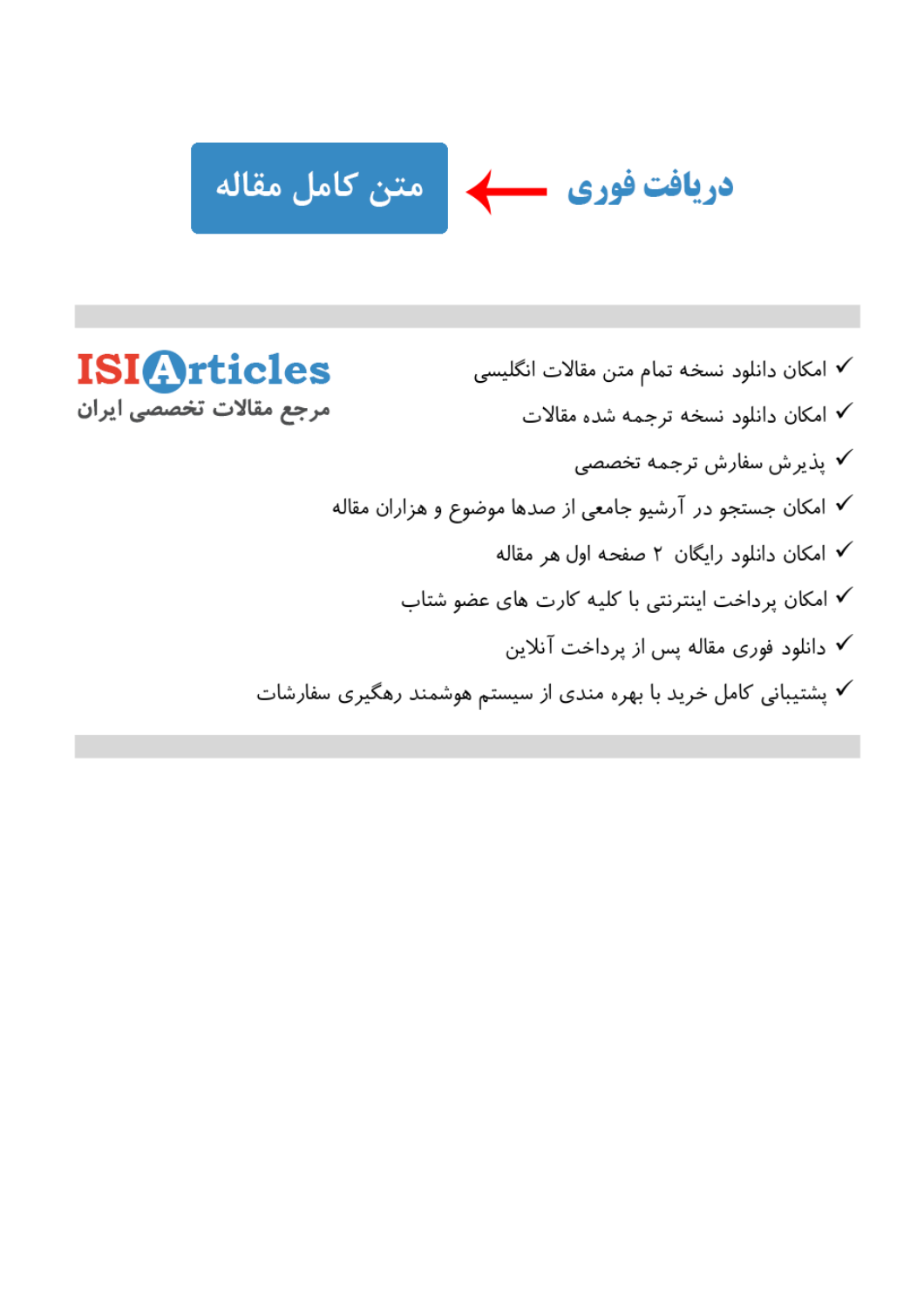دریافت فوری ← **متن کامل مقاله**

**ISIArticles**
مرجع مقالات تخصصی ایران

- ✓ امکان دانلود نسخه تمام متن مقالات انگلیسی
- ✓ امکان دانلود نسخه ترجمه شده مقالات
- ✓ پذیرش سفارش ترجمه تخصصی
- ✓ امکان جستجو در آرشیو جامعی از صدها موضوع و هزاران مقاله
- ✓ امکان دانلود رایگان ۲ صفحه اول هر مقاله
- ✓ امکان پرداخت اینترنتی با کلیه کارت های عضو شتاب
- ✓ دانلود فوری مقاله پس از پرداخت آنلاین
- ✓ پشتیبانی کامل خرید با بهره مندی از سیستم هوشمند رهگیری سفارشات